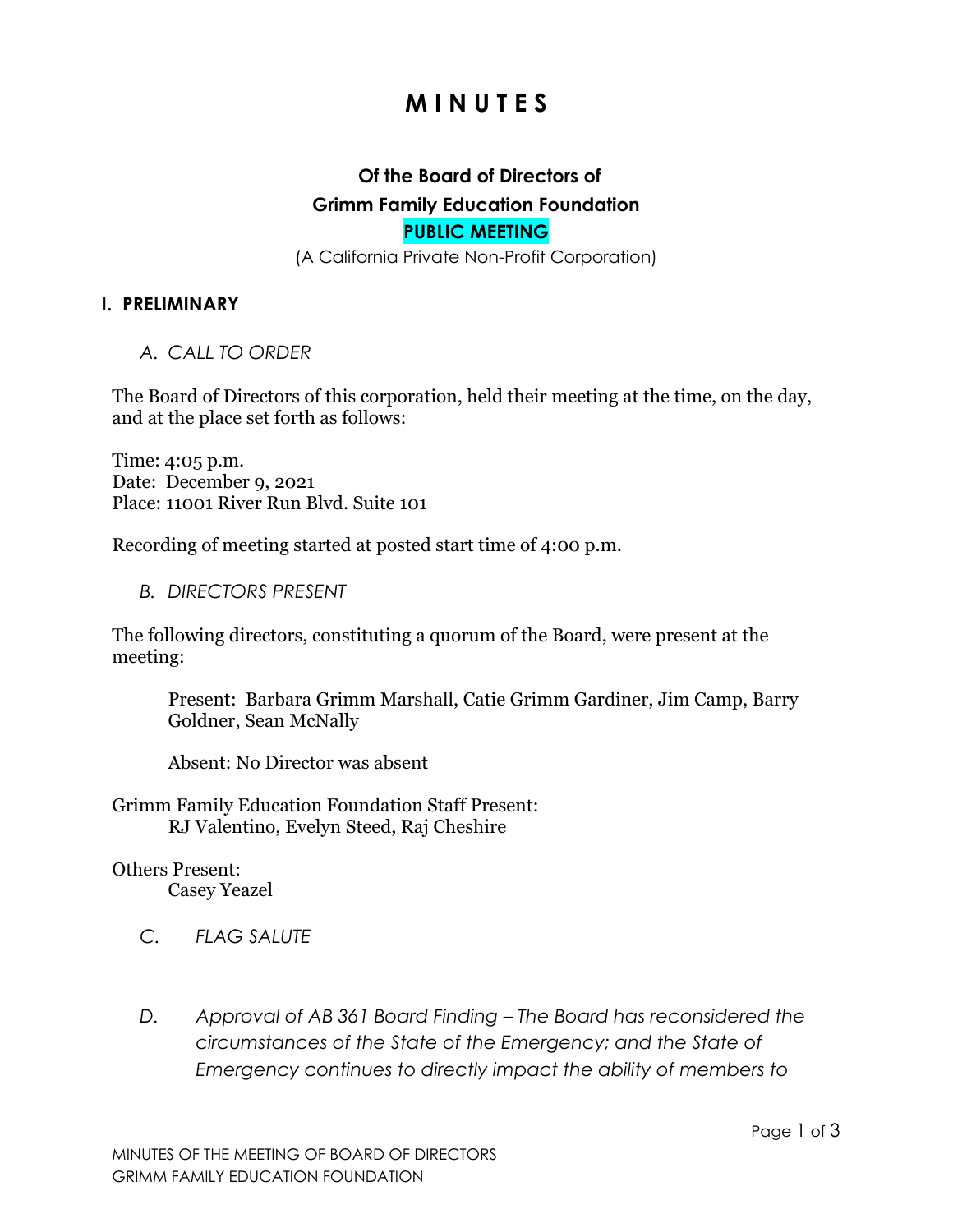# M I N U T E S

**Of the Board of Directors of**
**Grimm Family Education Foundation**
**PUBLIC MEETING**
(A California Private Non-Profit Corporation)

## I. PRELIMINARY

*A. CALL TO ORDER*

The Board of Directors of this corporation, held their meeting at the time, on the day, and at the place set forth as follows:

Time: 4:05 p.m.
Date: December 9, 2021
Place: 11001 River Run Blvd. Suite 101

Recording of meeting started at posted start time of 4:00 p.m.

*B. DIRECTORS PRESENT*

The following directors, constituting a quorum of the Board, were present at the meeting:

Present: Barbara Grimm Marshall, Catie Grimm Gardiner, Jim Camp, Barry Goldner, Sean McNally

Absent: No Director was absent

Grimm Family Education Foundation Staff Present:
RJ Valentino, Evelyn Steed, Raj Cheshire

Others Present:
Casey Yeazel

*C. FLAG SALUTE*

*D. Approval of AB 361 Board Finding – The Board has reconsidered the circumstances of the State of the Emergency; and the State of Emergency continues to directly impact the ability of members to*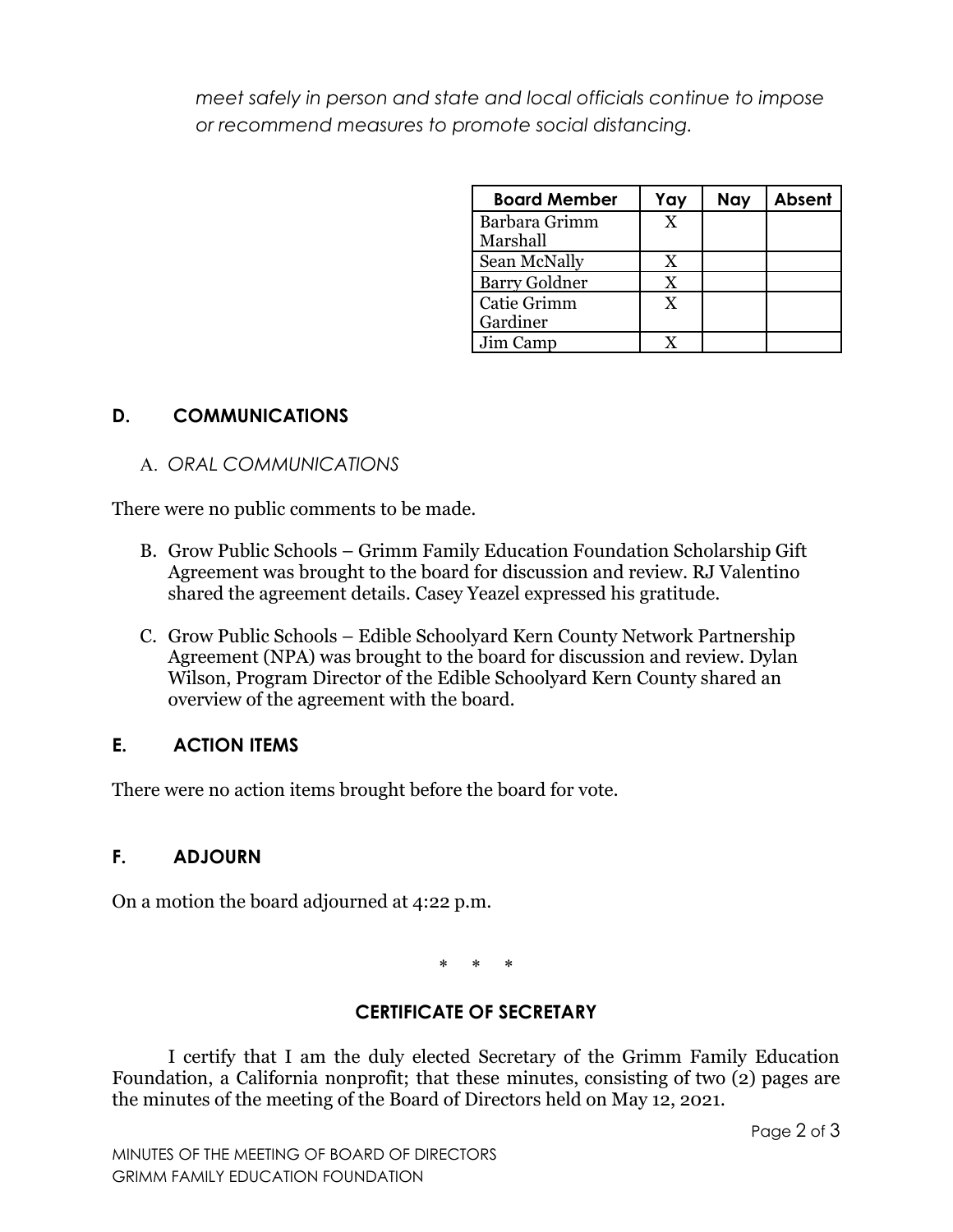*meet safely in person and state and local officials continue to impose or recommend measures to promote social distancing.*

| Board Member | Yay | Nay | Absent |
|---|---|---|---|
| Barbara Grimm Marshall | X | | |
| Sean McNally | X | | |
| Barry Goldner | X | | |
| Catie Grimm Gardiner | X | | |
| Jim Camp | X | | |

## D. COMMUNICATIONS

A. *ORAL COMMUNICATIONS*

There were no public comments to be made.

B. Grow Public Schools – Grimm Family Education Foundation Scholarship Gift Agreement was brought to the board for discussion and review. RJ Valentino shared the agreement details. Casey Yeazel expressed his gratitude.

C. Grow Public Schools – Edible Schoolyard Kern County Network Partnership Agreement (NPA) was brought to the board for discussion and review. Dylan Wilson, Program Director of the Edible Schoolyard Kern County shared an overview of the agreement with the board.

## E. ACTION ITEMS

There were no action items brought before the board for vote.

## F. ADJOURN

On a motion the board adjourned at 4:22 p.m.

\* \* \*

## CERTIFICATE OF SECRETARY

I certify that I am the duly elected Secretary of the Grimm Family Education Foundation, a California nonprofit; that these minutes, consisting of two (2) pages are the minutes of the meeting of the Board of Directors held on May 12, 2021.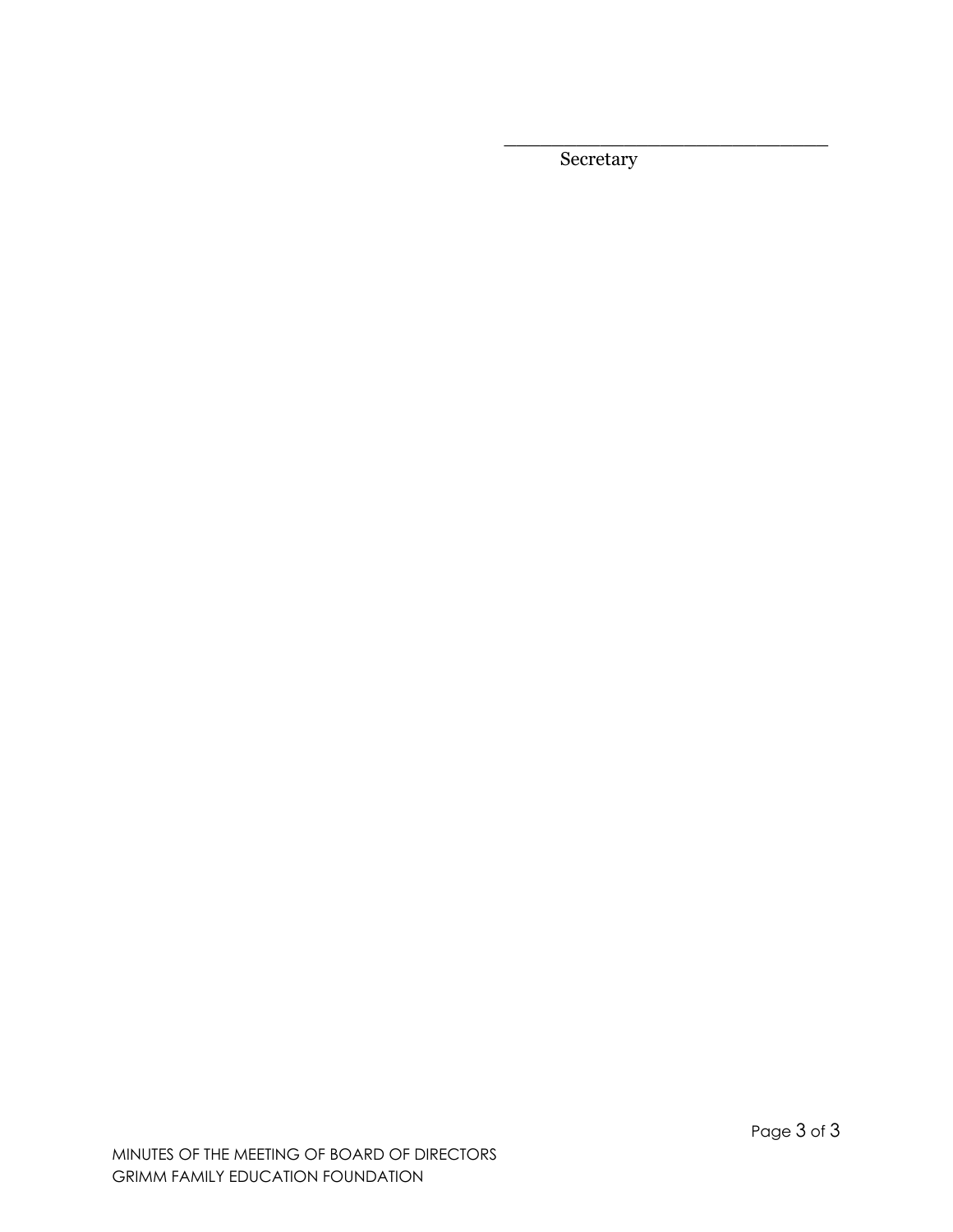\_\_\_\_\_\_\_\_\_\_\_\_\_\_\_\_\_\_\_\_\_\_\_\_\_\_\_\_\_\_

Secretary

______________________________

Secretary